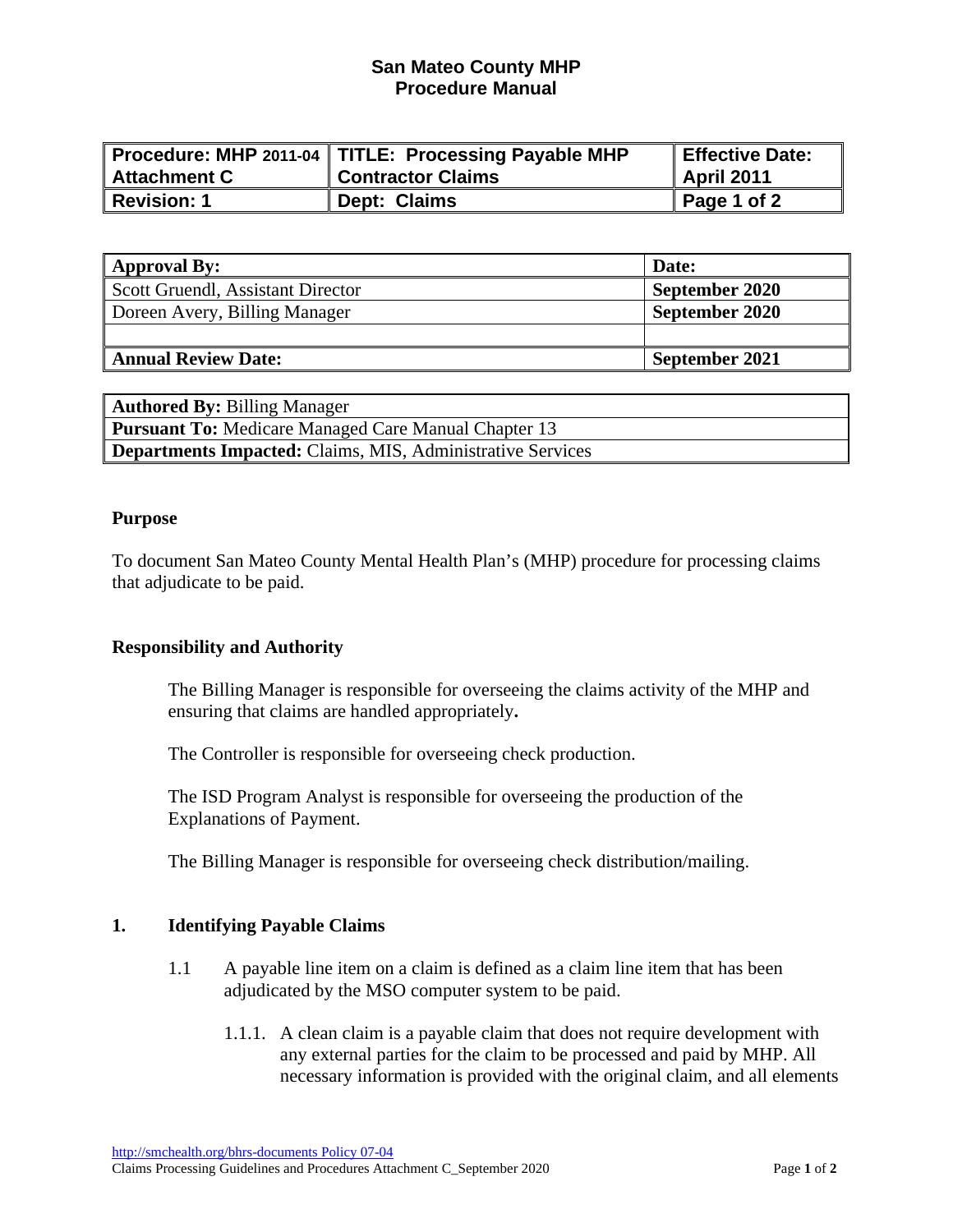# San Mateo County MHP
## Procedure Manual

| Procedure: MHP 2011-04 Attachment C | TITLE: Processing Payable MHP Contractor Claims | Effective Date: April 2011 |
|---|---|---|
| Revision: 1 | Dept: Claims | Page 1 of 2 |

| Approval By: | Date: |
|---|---|
| Scott Gruendl, Assistant Director | September 2020 |
| Doreen Avery, Billing Manager | September 2020 |
| | |
| **Annual Review Date:** | **September 2021** |

| **Authored By:** Billing Manager |
|---|
| **Pursuant To:** Medicare Managed Care Manual Chapter 13 |
| **Departments Impacted:** Claims, MIS, Administrative Services |

**Purpose**

To document San Mateo County Mental Health Plan's (MHP) procedure for processing claims that adjudicate to be paid.

**Responsibility and Authority**

The Billing Manager is responsible for overseeing the claims activity of the MHP and ensuring that claims are handled appropriately**.**

The Controller is responsible for overseeing check production.

The ISD Program Analyst is responsible for overseeing the production of the Explanations of Payment.

The Billing Manager is responsible for overseeing check distribution/mailing.

**1. Identifying Payable Claims**

1.1 A payable line item on a claim is defined as a claim line item that has been adjudicated by the MSO computer system to be paid.

1.1.1. A clean claim is a payable claim that does not require development with any external parties for the claim to be processed and paid by MHP. All necessary information is provided with the original claim, and all elements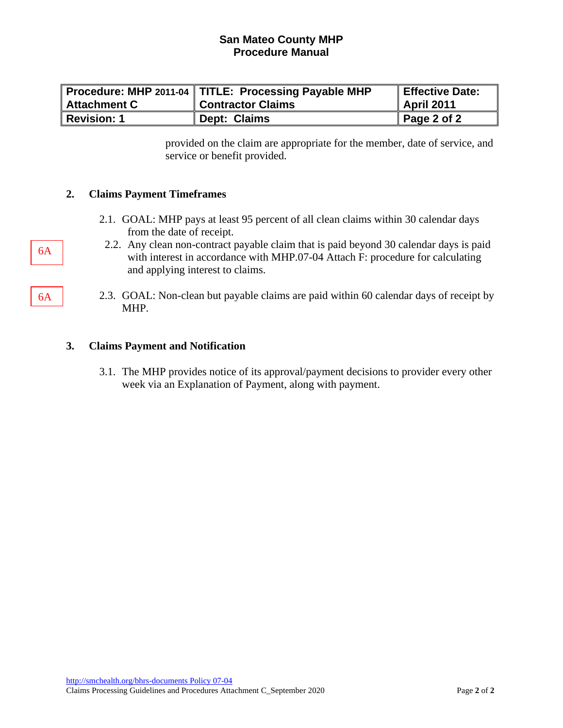provided on the claim are appropriate for the member, date of service, and service or benefit provided.

## 2. Claims Payment Timeframes

2.1. GOAL: MHP pays at least 95 percent of all clean claims within 30 calendar days from the date of receipt.

6A

2.2. Any clean non-contract payable claim that is paid beyond 30 calendar days is paid with interest in accordance with MHP.07-04 Attach F: procedure for calculating and applying interest to claims.

6A

2.3. GOAL: Non-clean but payable claims are paid within 60 calendar days of receipt by MHP.

## 3. Claims Payment and Notification

3.1. The MHP provides notice of its approval/payment decisions to provider every other week via an Explanation of Payment, along with payment.